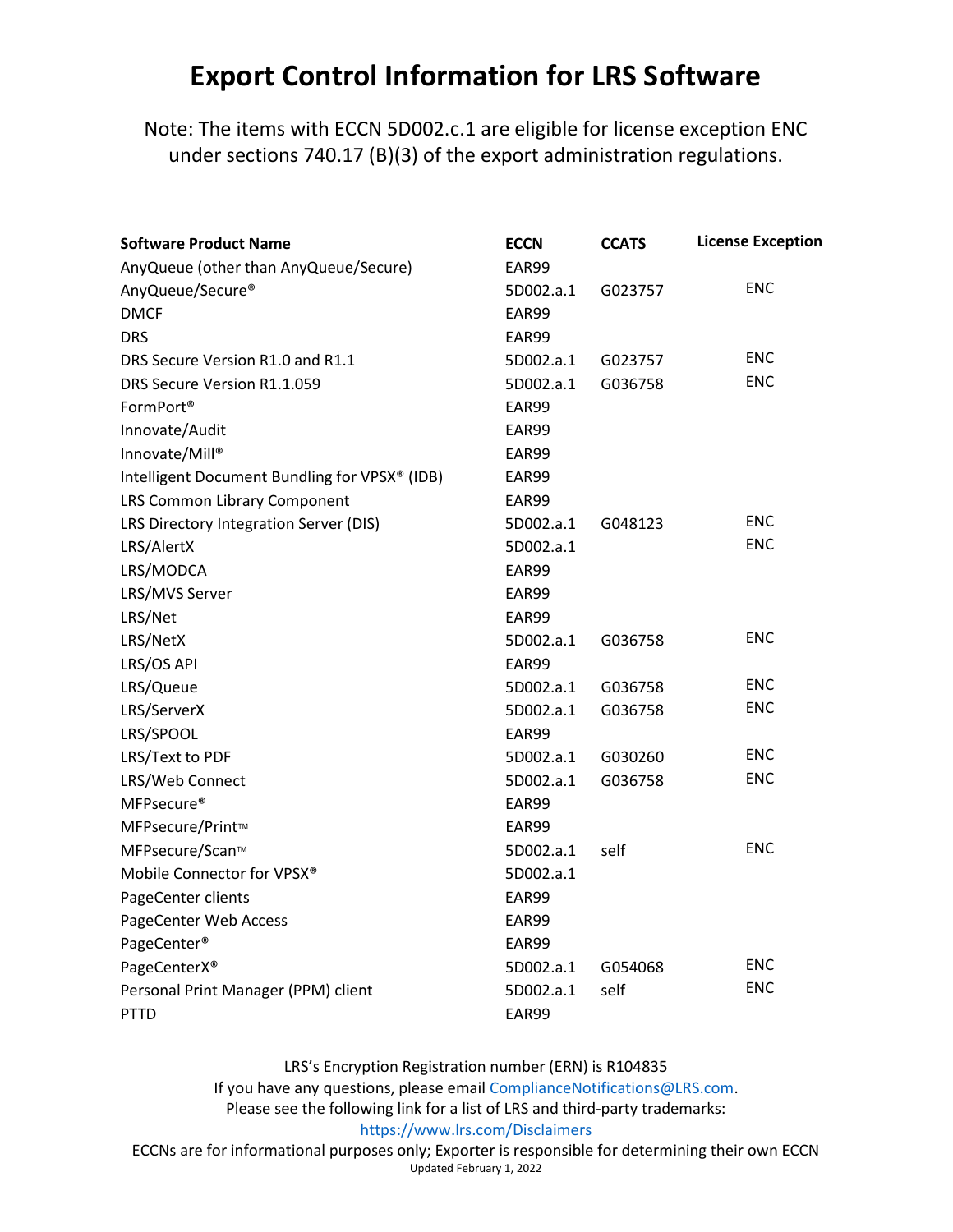# Export Control Information for LRS Software

Note: The items with ECCN 5D002.c.1 are eligible for license exception ENC under sections 740.17 (B)(3) of the export administration regulations.

| Software Product Name | ECCN | CCATS | License Exception |
|---|---|---|---|
| AnyQueue (other than AnyQueue/Secure) | EAR99 | | |
| AnyQueue/Secure® | 5D002.a.1 | G023757 | ENC |
| DMCF | EAR99 | | |
| DRS | EAR99 | | |
| DRS Secure Version R1.0 and R1.1 | 5D002.a.1 | G023757 | ENC |
| DRS Secure Version R1.1.059 | 5D002.a.1 | G036758 | ENC |
| FormPort® | EAR99 | | |
| Innovate/Audit | EAR99 | | |
| Innovate/Mill® | EAR99 | | |
| Intelligent Document Bundling for VPSX® (IDB) | EAR99 | | |
| LRS Common Library Component | EAR99 | | |
| LRS Directory Integration Server (DIS) | 5D002.a.1 | G048123 | ENC |
| LRS/AlertX | 5D002.a.1 | | ENC |
| LRS/MODCA | EAR99 | | |
| LRS/MVS Server | EAR99 | | |
| LRS/Net | EAR99 | | |
| LRS/NetX | 5D002.a.1 | G036758 | ENC |
| LRS/OS API | EAR99 | | |
| LRS/Queue | 5D002.a.1 | G036758 | ENC |
| LRS/ServerX | 5D002.a.1 | G036758 | ENC |
| LRS/SPOOL | EAR99 | | |
| LRS/Text to PDF | 5D002.a.1 | G030260 | ENC |
| LRS/Web Connect | 5D002.a.1 | G036758 | ENC |
| MFPsecure® | EAR99 | | |
| MFPsecure/Print™ | EAR99 | | |
| MFPsecure/Scan™ | 5D002.a.1 | self | ENC |
| Mobile Connector for VPSX® | 5D002.a.1 | | |
| PageCenter clients | EAR99 | | |
| PageCenter Web Access | EAR99 | | |
| PageCenter® | EAR99 | | |
| PageCenterX® | 5D002.a.1 | G054068 | ENC |
| Personal Print Manager (PPM) client | 5D002.a.1 | self | ENC |
| PTTD | EAR99 | | |

LRS's Encryption Registration number (ERN) is R104835

If you have any questions, please email ComplianceNotifications@LRS.com.

Please see the following link for a list of LRS and third-party trademarks:

https://www.lrs.com/Disclaimers

ECCNs are for informational purposes only; Exporter is responsible for determining their own ECCN

Updated February 1, 2022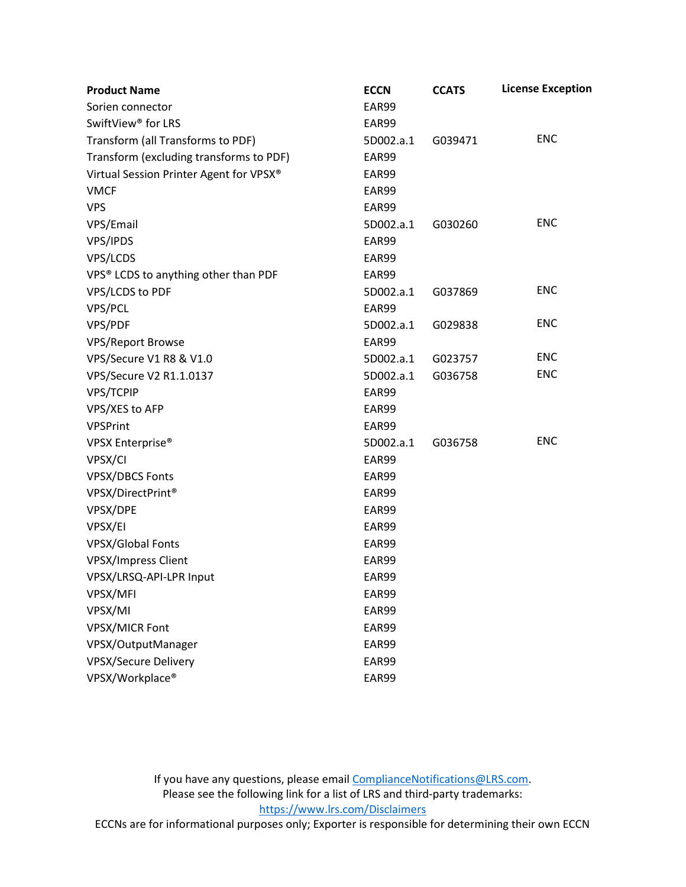| Product Name | ECCN | CCATS | License Exception |
|---|---|---|---|
| Sorien connector | EAR99 | | |
| SwiftView® for LRS | EAR99 | | |
| Transform (all Transforms to PDF) | 5D002.a.1 | G039471 | ENC |
| Transform (excluding transforms to PDF) | EAR99 | | |
| Virtual Session Printer Agent for VPSX® | EAR99 | | |
| VMCF | EAR99 | | |
| VPS | EAR99 | | |
| VPS/Email | 5D002.a.1 | G030260 | ENC |
| VPS/IPDS | EAR99 | | |
| VPS/LCDS | EAR99 | | |
| VPS® LCDS to anything other than PDF | EAR99 | | |
| VPS/LCDS to PDF | 5D002.a.1 | G037869 | ENC |
| VPS/PCL | EAR99 | | |
| VPS/PDF | 5D002.a.1 | G029838 | ENC |
| VPS/Report Browse | EAR99 | | |
| VPS/Secure V1 R8 & V1.0 | 5D002.a.1 | G023757 | ENC |
| VPS/Secure V2 R1.1.0137 | 5D002.a.1 | G036758 | ENC |
| VPS/TCPIP | EAR99 | | |
| VPS/XES to AFP | EAR99 | | |
| VPSPrint | EAR99 | | |
| VPSX Enterprise® | 5D002.a.1 | G036758 | ENC |
| VPSX/CI | EAR99 | | |
| VPSX/DBCS Fonts | EAR99 | | |
| VPSX/DirectPrint® | EAR99 | | |
| VPSX/DPE | EAR99 | | |
| VPSX/EI | EAR99 | | |
| VPSX/Global Fonts | EAR99 | | |
| VPSX/Impress Client | EAR99 | | |
| VPSX/LRSQ-API-LPR Input | EAR99 | | |
| VPSX/MFI | EAR99 | | |
| VPSX/MI | EAR99 | | |
| VPSX/MICR Font | EAR99 | | |
| VPSX/OutputManager | EAR99 | | |
| VPSX/Secure Delivery | EAR99 | | |
| VPSX/Workplace® | EAR99 | | |

If you have any questions, please email ComplianceNotifications@LRS.com.
Please see the following link for a list of LRS and third-party trademarks:
https://www.lrs.com/Disclaimers
ECCNs are for informational purposes only; Exporter is responsible for determining their own ECCN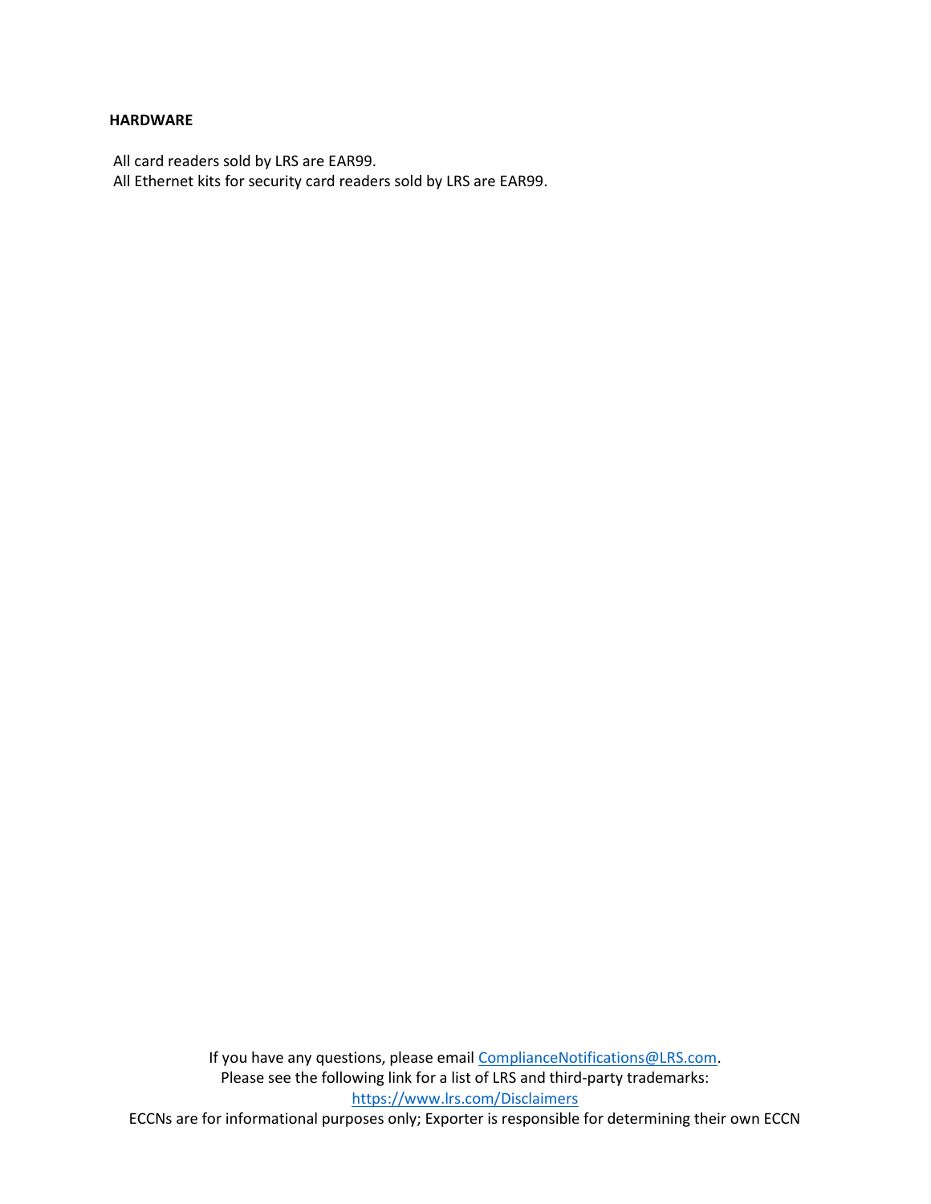**HARDWARE**

All card readers sold by LRS are EAR99.
All Ethernet kits for security card readers sold by LRS are EAR99.